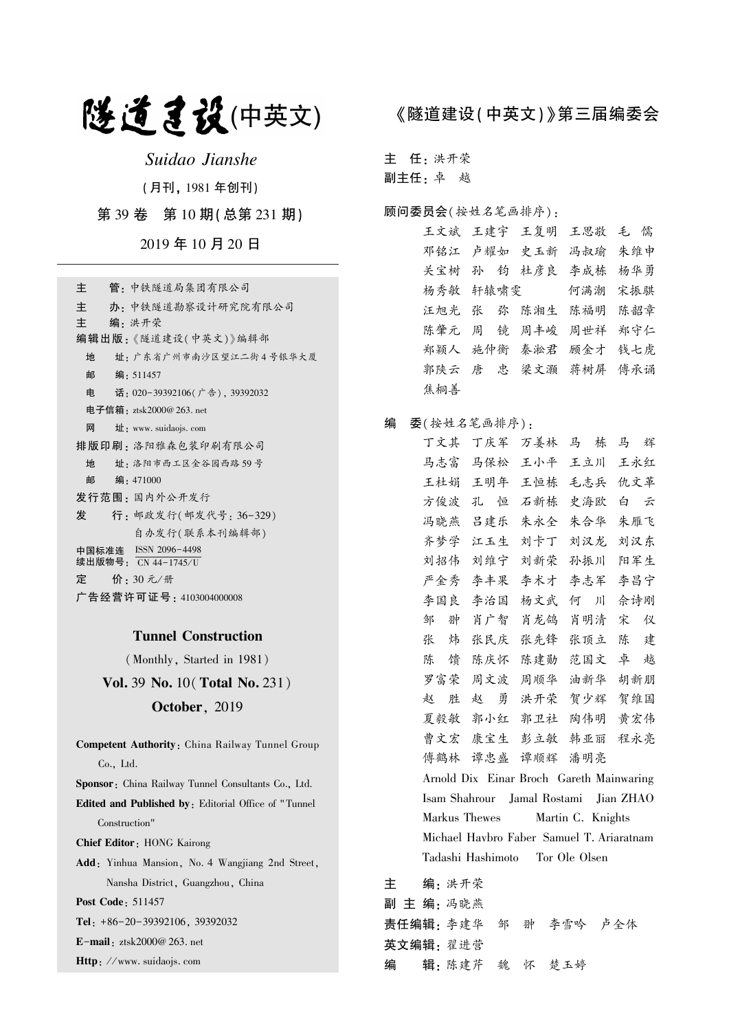# 隧道建设(中英文)

*Suidao Jianshe*

(月刊, 1981 年创刊)

第 39 卷　第 10 期(总第 231 期)

2019 年 10 月 20 日

**主　　管**：中铁隧道局集团有限公司
**主　　办**：中铁隧道勘察设计研究院有限公司
**主　　编**：洪开荣
**编辑出版**：《隧道建设(中英文)》编辑部
　地　　址：广东省广州市南沙区望江二街 4 号银华大厦
　邮　　编：511457
　电　　话：020-39392106(广告)，39392032
　电子信箱：ztsk2000@263.net
　网　　址：www.suidaojs.com
**排版印刷**：洛阳雅森包装印刷有限公司
　地　　址：洛阳市西工区金谷园西路 59 号
　邮　　编：471000
**发行范围**：国内外公开发行
**发　　行**：邮政发行(邮发代号：36-329)
　　　　　自办发行(联系本刊编辑部)
**中国标准连续出版物号**：ISSN 2096-4498 / CN 44-1745/U
**定　　价**：30 元/册
**广告经营许可证号**：4103004000008

**Tunnel Construction**

(Monthly, Started in 1981)

**Vol.** 39 **No.** 10(**Total No.** 231)

**October**, 2019

**Competent Authority**: China Railway Tunnel Group Co., Ltd.
**Sponsor**: China Railway Tunnel Consultants Co., Ltd.
**Edited and Published by**: Editorial Office of "Tunnel Construction"
**Chief Editor**: HONG Kairong
**Add**: Yinhua Mansion, No. 4 Wangjiang 2nd Street, Nansha District, Guangzhou, China
**Post Code**: 511457
**Tel**: +86-20-39392106, 39392032
**E-mail**: ztsk2000@263.net
**Http**: //www.suidaojs.com

## 《隧道建设(中英文)》第三届编委会

**主　任**：洪开荣
**副主任**：卓　越

**顾问委员会**(按姓名笔画排序)：
王文斌　王建宇　王复明　王思敬　毛　儒
邓铭江　卢耀如　史玉新　冯叔瑜　朱维申
关宝树　孙　钧　杜彦良　李成栋　杨华勇
杨秀敏　轩辕啸雯　何满潮　宋振骐
汪旭光　张　弥　陈湘生　陈福明　陈韶章
陈肇元　周　镜　周丰峻　周世祥　郑守仁
郑颖人　施仲衡　秦淞君　顾金才　钱七虎
郭陕云　唐　忠　梁文灏　蒋树屏　傅承诵
焦桐善

**编　委**(按姓名笔画排序)：
丁文其　丁庆军　万姜林　马　栋　马　辉
马志富　马保松　王小平　王立川　王永红
王杜娟　王明年　王恒栋　毛志兵　仇文革
方俊波　孔　恒　石新栋　史海欧　白　云
冯晓燕　吕建乐　朱永全　朱合华　朱雁飞
齐梦学　江玉生　刘卡丁　刘汉龙　刘汉东
刘招伟　刘维宁　刘新荣　孙振川　阳军生
严金秀　李丰果　李术才　李志军　李昌宁
李国良　李治国　杨文武　何　川　佘诗刚
邹　翀　肖广智　肖龙鸽　肖明清　宋　仪
张　炜　张民庆　张先锋　张顶立　陈　建
陈　馈　陈庆怀　陈建勋　范国文　卓　越
罗富荣　周文波　周顺华　油新华　胡新朋
赵　胜　赵　勇　洪开荣　贺少辉　贺维国
夏毅敏　郭小红　郭卫社　陶伟明　黄宏伟
曹文宏　康宝生　彭立敏　韩亚丽　程永亮
傅鹤林　谭忠盛　谭顺辉　潘明亮
Arnold Dix　Einar Broch　Gareth Mainwaring
Isam Shahrour　Jamal Rostami　Jian ZHAO
Markus Thewes　Martin C. Knights
Michael Havbro Faber　Samuel T. Ariaratnam
Tadashi Hashimoto　Tor Ole Olsen

**主　　编**：洪开荣
**副 主 编**：冯晓燕
**责任编辑**：李建华　邹　翀　李雪吟　卢全体
**英文编辑**：翟进营
**编　　辑**：陈建芹　魏　怀　楚玉婷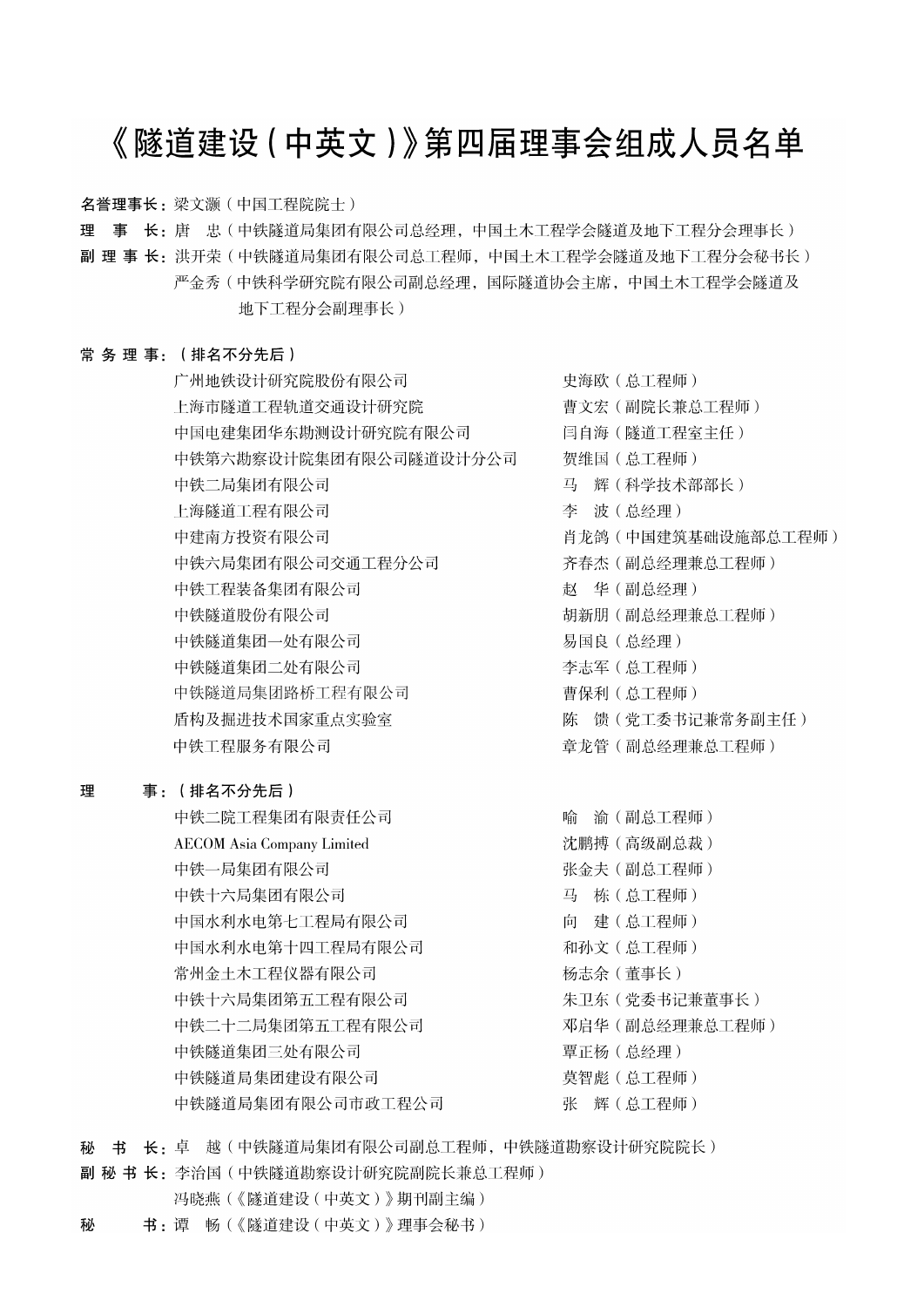# 《隧道建设（中英文）》第四届理事会组成人员名单

**名誉理事长：** 梁文灏（中国工程院院士）

**理　事　长：** 唐　忠（中铁隧道局集团有限公司总经理，中国土木工程学会隧道及地下工程分会理事长）

**副 理 事 长：** 洪开荣（中铁隧道局集团有限公司总工程师，中国土木工程学会隧道及地下工程分会秘书长）

严金秀（中铁科学研究院有限公司副总经理，国际隧道协会主席，中国土木工程学会隧道及地下工程分会副理事长）

**常 务 理 事：（排名不分先后）**

| 单位 | 人员 |
|---|---|
| 广州地铁设计研究院股份有限公司 | 史海欧（总工程师） |
| 上海市隧道工程轨道交通设计研究院 | 曹文宏（副院长兼总工程师） |
| 中国电建集团华东勘测设计研究院有限公司 | 闫自海（隧道工程室主任） |
| 中铁第六勘察设计院集团有限公司隧道设计分公司 | 贺维国（总工程师） |
| 中铁二局集团有限公司 | 马　辉（科学技术部部长） |
| 上海隧道工程有限公司 | 李　波（总经理） |
| 中建南方投资有限公司 | 肖龙鸽（中国建筑基础设施部总工程师） |
| 中铁六局集团有限公司交通工程分公司 | 齐春杰（副总经理兼总工程师） |
| 中铁工程装备集团有限公司 | 赵　华（副总经理） |
| 中铁隧道股份有限公司 | 胡新朋（副总经理兼总工程师） |
| 中铁隧道集团一处有限公司 | 易国良（总经理） |
| 中铁隧道集团二处有限公司 | 李志军（总工程师） |
| 中铁隧道局集团路桥工程有限公司 | 曹保利（总工程师） |
| 盾构及掘进技术国家重点实验室 | 陈　馈（党工委书记兼常务副主任） |
| 中铁工程服务有限公司 | 章龙管（副总经理兼总工程师） |

**理　　　事：（排名不分先后）**

| 单位 | 人员 |
|---|---|
| 中铁二院工程集团有限责任公司 | 喻　渝（副总工程师） |
| AECOM Asia Company Limited | 沈鹏搏（高级副总裁） |
| 中铁一局集团有限公司 | 张金夫（副总工程师） |
| 中铁十六局集团有限公司 | 马　栋（总工程师） |
| 中国水利水电第七工程局有限公司 | 向　建（总工程师） |
| 中国水利水电第十四工程局有限公司 | 和孙文（总工程师） |
| 常州金土木工程仪器有限公司 | 杨志余（董事长） |
| 中铁十六局集团第五工程有限公司 | 朱卫东（党委书记兼董事长） |
| 中铁二十二局集团第五工程有限公司 | 邓启华（副总经理兼总工程师） |
| 中铁隧道集团三处有限公司 | 覃正杨（总经理） |
| 中铁隧道局集团建设有限公司 | 莫智彪（总工程师） |
| 中铁隧道局集团有限公司市政工程公司 | 张　辉（总工程师） |

**秘　书　长：** 卓　越（中铁隧道局集团有限公司副总工程师，中铁隧道勘察设计研究院院长）

**副 秘 书 长：** 李治国（中铁隧道勘察设计研究院副院长兼总工程师）

冯晓燕（《隧道建设（中英文）》期刊副主编）

**秘　　　书：** 谭　畅（《隧道建设（中英文）》理事会秘书）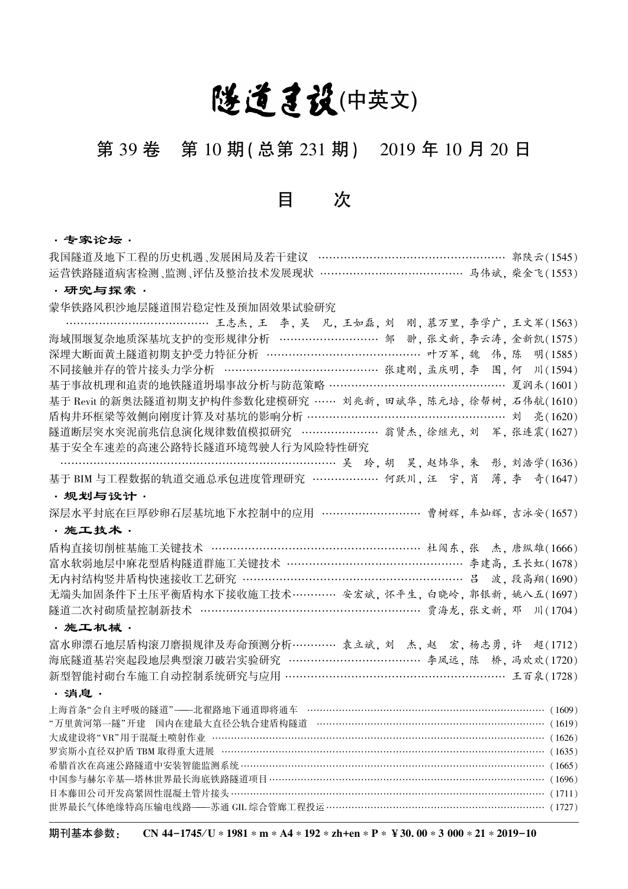# 隧道建设(中英文)

## 第 39 卷　第 10 期(总第 231 期)　2019 年 10 月 20 日

## 目　　次

**· 专家论坛 ·**

我国隧道及地下工程的历史机遇、发展困局及若干建议 …… 郭陕云(1545)

运营铁路隧道病害检测、监测、评估及整治技术发展现状 …… 马伟斌, 柴金飞(1553)

**· 研究与探索 ·**

蒙华铁路风积沙地层隧道围岩稳定性及预加固效果试验研究 …… 王志杰, 王　李, 吴　凡, 王如磊, 刘　刚, 慕万里, 李学广, 王文军(1563)

海域围堰复杂地质深基坑支护的变形规律分析 …… 邹　翀, 张文新, 李云涛, 金新凯(1575)

深埋大断面黄土隧道初期支护受力特征分析 …… 叶万军, 魏　伟, 陈　明(1585)

不同接触并存的管片接头力学分析 …… 张建刚, 孟庆明, 李　围, 何　川(1594)

基于事故机理和追责的地铁隧道坍塌事故分析与防范策略 …… 夏润禾(1601)

基于 Revit 的新奥法隧道初期支护构件参数化建模研究 …… 刘兆新, 田斌华, 陈元培, 徐帮树, 石伟航(1610)

盾构井环框梁等效侧向刚度计算及对基坑的影响分析 …… 刘　亮(1620)

隧道断层突水突泥前兆信息演化规律数值模拟研究 …… 翁贤杰, 徐继光, 刘　军, 张连震(1627)

基于安全车速差的高速公路特长隧道环境驾驶人行为风险特性研究 …… 吴　玲, 胡　昊, 赵炜华, 朱　彤, 刘浩学(1636)

基于 BIM 与工程数据的轨道交通总承包进度管理研究 …… 何跃川, 汪　宇, 肖　薄, 李　奇(1647)

**· 规划与设计 ·**

深层水平封底在巨厚砂卵石层基坑地下水控制中的应用 …… 曹树辉, 车灿辉, 吉泳安(1657)

**· 施工技术 ·**

盾构直接切削桩基施工关键技术 …… 杜闯东, 张　杰, 唐纵雄(1666)

富水软弱地层中麻花型盾构隧道群施工关键技术 …… 李建高, 王长虹(1678)

无内衬结构竖井盾构快速接收工艺研究 …… 吕　波, 段高翔(1690)

无端头加固条件下土压平衡盾构水下接收施工技术 …… 安宏斌, 怀平生, 白晓岭, 郭银新, 姚八五(1697)

隧道二次衬砌质量控制新技术 …… 贾海龙, 张文新, 邓　川(1704)

**· 施工机械 ·**

富水卵漂石地层盾构滚刀磨损规律及寿命预测分析 …… 袁立斌, 刘　杰, 赵　宏, 杨志勇, 许　超(1712)

海底隧道基岩突起段地层典型滚刀破岩实验研究 …… 李凤远, 陈　桥, 冯欢欢(1720)

新型智能衬砌台车施工自动控制系统研究与应用 …… 王百泉(1728)

**· 消息 ·**

上海首条“会自主呼吸的隧道”——北翟路地下通道即将通车 …… (1609)

“万里黄河第一隧”开建　国内在建最大直径公轨合建盾构隧道 …… (1619)

大成建设将“VR”用于混凝土喷射作业 …… (1626)

罗宾斯小直径双护盾 TBM 取得重大进展 …… (1635)

希腊首次在高速公路隧道中安装智能监测系统 …… (1665)

中国参与赫尔辛基—塔林世界最长海底铁路隧道项目 …… (1696)

日本藤田公司开发高紧固性混凝土管片接头 …… (1711)

世界最长气体绝缘特高压输电线路——苏通 GIL 综合管廊工程投运 …… (1727)

**期刊基本参数：　CN 44-1745/U * 1981 * m * A4 * 192 * zh+en * P * ¥30.00 * 3 000 * 21 * 2019-10**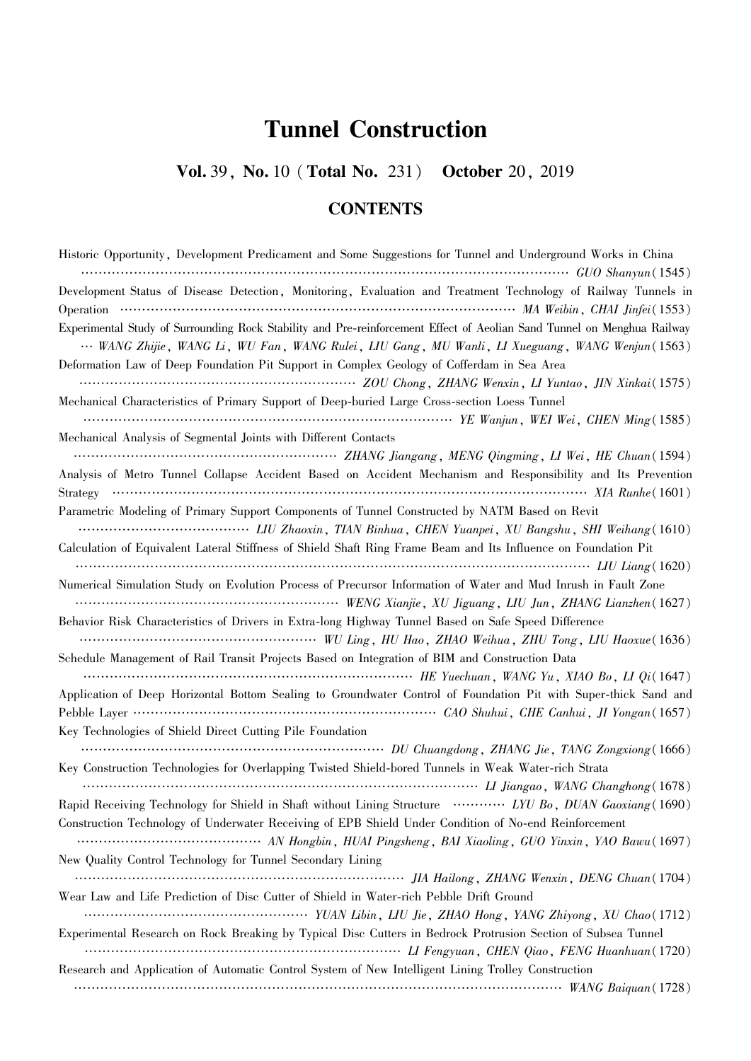# Tunnel Construction

**Vol.** 39, **No.** 10 ( **Total No.** 231) **October** 20, 2019

## CONTENTS

Historic Opportunity, Development Predicament and Some Suggestions for Tunnel and Underground Works in China ······ *GUO Shanyun* (1545)

Development Status of Disease Detection, Monitoring, Evaluation and Treatment Technology of Railway Tunnels in Operation ······ *MA Weibin, CHAI Jinfei* (1553)

Experimental Study of Surrounding Rock Stability and Pre-reinforcement Effect of Aeolian Sand Tunnel on Menghua Railway ··· *WANG Zhijie, WANG Li, WU Fan, WANG Rulei, LIU Gang, MU Wanli, LI Xueguang, WANG Wenjun* (1563)

Deformation Law of Deep Foundation Pit Support in Complex Geology of Cofferdam in Sea Area ······ *ZOU Chong, ZHANG Wenxin, LI Yuntao, JIN Xinkai* (1575)

Mechanical Characteristics of Primary Support of Deep-buried Large Cross-section Loess Tunnel ······ *YE Wanjun, WEI Wei, CHEN Ming* (1585)

Mechanical Analysis of Segmental Joints with Different Contacts ······ *ZHANG Jiangang, MENG Qingming, LI Wei, HE Chuan* (1594)

Analysis of Metro Tunnel Collapse Accident Based on Accident Mechanism and Responsibility and Its Prevention Strategy ······ *XIA Runhe* (1601)

Parametric Modeling of Primary Support Components of Tunnel Constructed by NATM Based on Revit ······ *LIU Zhaoxin, TIAN Binhua, CHEN Yuanpei, XU Bangshu, SHI Weihang* (1610)

Calculation of Equivalent Lateral Stiffness of Shield Shaft Ring Frame Beam and Its Influence on Foundation Pit ······ *LIU Liang* (1620)

Numerical Simulation Study on Evolution Process of Precursor Information of Water and Mud Inrush in Fault Zone ······ *WENG Xianjie, XU Jiguang, LIU Jun, ZHANG Lianzhen* (1627)

Behavior Risk Characteristics of Drivers in Extra-long Highway Tunnel Based on Safe Speed Difference ······ *WU Ling, HU Hao, ZHAO Weihua, ZHU Tong, LIU Haoxue* (1636)

Schedule Management of Rail Transit Projects Based on Integration of BIM and Construction Data ······ *HE Yuechuan, WANG Yu, XIAO Bo, LI Qi* (1647)

Application of Deep Horizontal Bottom Sealing to Groundwater Control of Foundation Pit with Super-thick Sand and Pebble Layer ······ *CAO Shuhui, CHE Canhui, JI Yongan* (1657)

Key Technologies of Shield Direct Cutting Pile Foundation ······ *DU Chuangdong, ZHANG Jie, TANG Zongxiong* (1666)

Key Construction Technologies for Overlapping Twisted Shield-bored Tunnels in Weak Water-rich Strata ······ *LI Jiangao, WANG Changhong* (1678)

Rapid Receiving Technology for Shield in Shaft without Lining Structure ······ *LYU Bo, DUAN Gaoxiang* (1690)

Construction Technology of Underwater Receiving of EPB Shield Under Condition of No-end Reinforcement ······ *AN Hongbin, HUAI Pingsheng, BAI Xiaoling, GUO Yinxin, YAO Bawu* (1697)

New Quality Control Technology for Tunnel Secondary Lining ······ *JIA Hailong, ZHANG Wenxin, DENG Chuan* (1704)

Wear Law and Life Prediction of Disc Cutter of Shield in Water-rich Pebble Drift Ground ······ *YUAN Libin, LIU Jie, ZHAO Hong, YANG Zhiyong, XU Chao* (1712)

Experimental Research on Rock Breaking by Typical Disc Cutters in Bedrock Protrusion Section of Subsea Tunnel ······ *LI Fengyuan, CHEN Qiao, FENG Huanhuan* (1720)

Research and Application of Automatic Control System of New Intelligent Lining Trolley Construction ······ *WANG Baiquan* (1728)